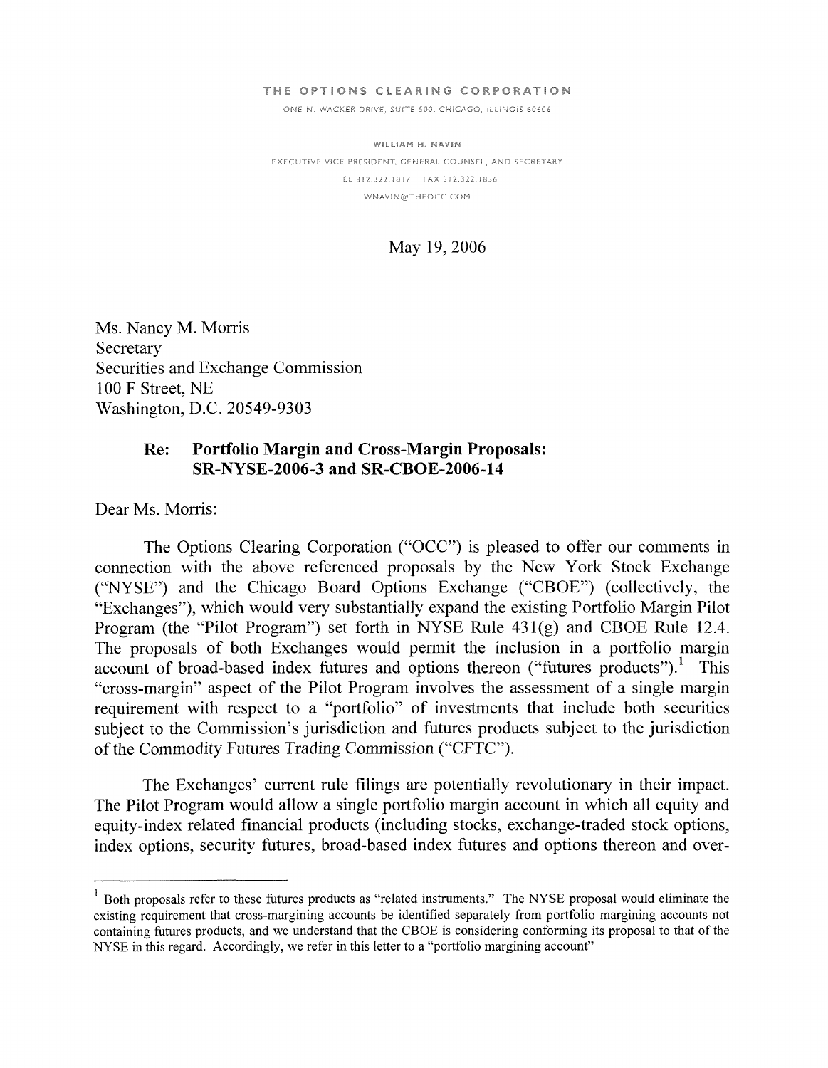THE OPTIONS CLEARING CORPORATION

ONE N. WACKER DRIVE, SUITE 500, CHICAGO, ILLINOIS 60606

WILLIAM H. NAVIN

EXECUTIVE VICE PRESIDENT, GENERAL COUNSEL, AND SECRETARY

TEL 312.322.1817 FAX 312.322.1836

WNAVIN@THEOCC.COM

May 19, 2006

Ms. Nancy M. Morris
Secretary
Securities and Exchange Commission
100 F Street, NE
Washington, D.C. 20549-9303

**Re: Portfolio Margin and Cross-Margin Proposals: SR-NYSE-2006-3 and SR-CBOE-2006-14**

Dear Ms. Morris:

The Options Clearing Corporation ("OCC") is pleased to offer our comments in connection with the above referenced proposals by the New York Stock Exchange ("NYSE") and the Chicago Board Options Exchange ("CBOE") (collectively, the "Exchanges"), which would very substantially expand the existing Portfolio Margin Pilot Program (the "Pilot Program") set forth in NYSE Rule 431(g) and CBOE Rule 12.4. The proposals of both Exchanges would permit the inclusion in a portfolio margin account of broad-based index futures and options thereon ("futures products").[1] This "cross-margin" aspect of the Pilot Program involves the assessment of a single margin requirement with respect to a "portfolio" of investments that include both securities subject to the Commission's jurisdiction and futures products subject to the jurisdiction of the Commodity Futures Trading Commission ("CFTC").

The Exchanges' current rule filings are potentially revolutionary in their impact. The Pilot Program would allow a single portfolio margin account in which all equity and equity-index related financial products (including stocks, exchange-traded stock options, index options, security futures, broad-based index futures and options thereon and over-

---

[1] Both proposals refer to these futures products as "related instruments." The NYSE proposal would eliminate the existing requirement that cross-margining accounts be identified separately from portfolio margining accounts not containing futures products, and we understand that the CBOE is considering conforming its proposal to that of the NYSE in this regard. Accordingly, we refer in this letter to a "portfolio margining account"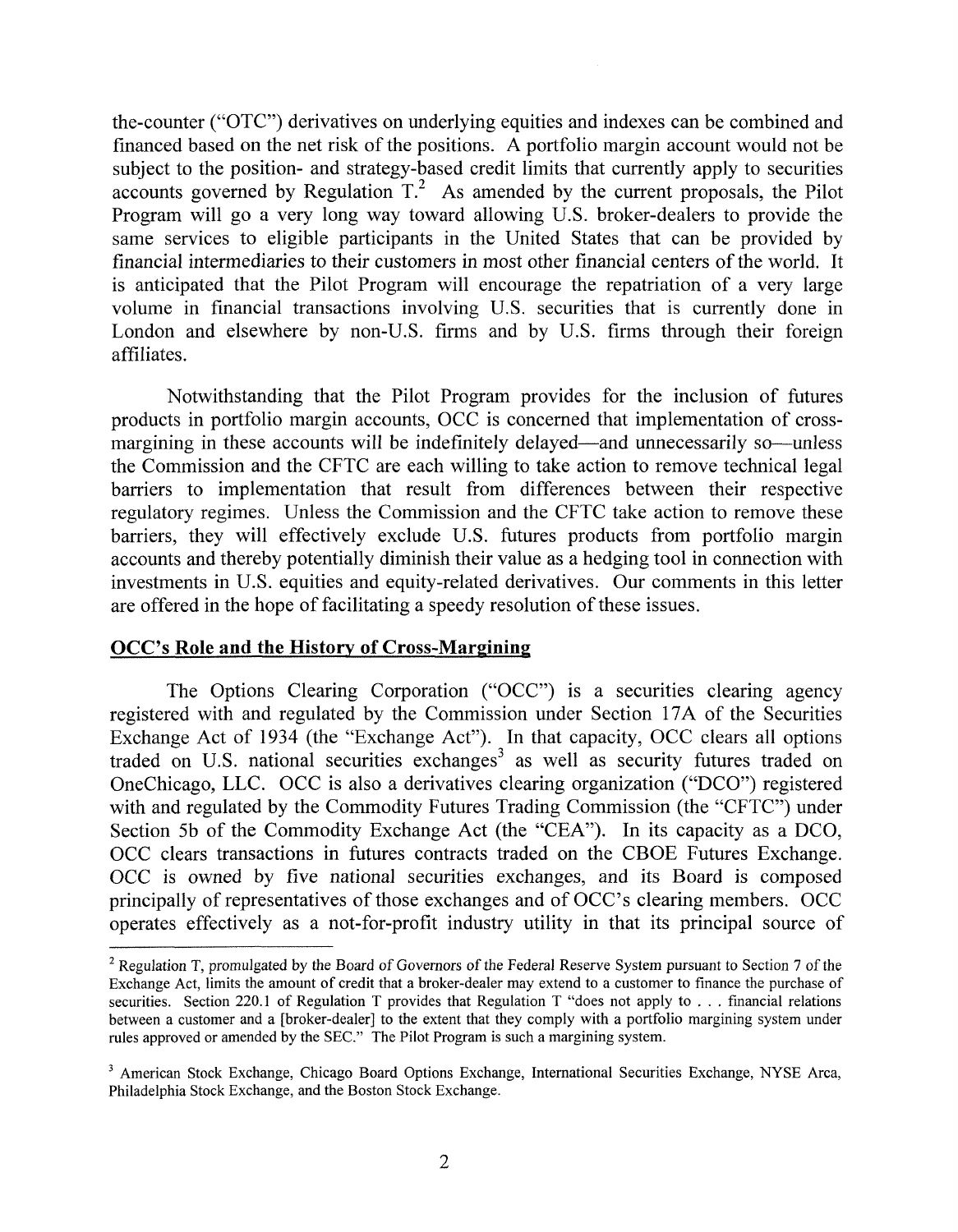the-counter ("OTC") derivatives on underlying equities and indexes can be combined and financed based on the net risk of the positions. A portfolio margin account would not be subject to the position- and strategy-based credit limits that currently apply to securities accounts governed by Regulation T.[2] As amended by the current proposals, the Pilot Program will go a very long way toward allowing U.S. broker-dealers to provide the same services to eligible participants in the United States that can be provided by financial intermediaries to their customers in most other financial centers of the world. It is anticipated that the Pilot Program will encourage the repatriation of a very large volume in financial transactions involving U.S. securities that is currently done in London and elsewhere by non-U.S. firms and by U.S. firms through their foreign affiliates.

Notwithstanding that the Pilot Program provides for the inclusion of futures products in portfolio margin accounts, OCC is concerned that implementation of cross-margining in these accounts will be indefinitely delayed—and unnecessarily so—unless the Commission and the CFTC are each willing to take action to remove technical legal barriers to implementation that result from differences between their respective regulatory regimes. Unless the Commission and the CFTC take action to remove these barriers, they will effectively exclude U.S. futures products from portfolio margin accounts and thereby potentially diminish their value as a hedging tool in connection with investments in U.S. equities and equity-related derivatives. Our comments in this letter are offered in the hope of facilitating a speedy resolution of these issues.

## OCC's Role and the History of Cross-Margining

The Options Clearing Corporation ("OCC") is a securities clearing agency registered with and regulated by the Commission under Section 17A of the Securities Exchange Act of 1934 (the "Exchange Act"). In that capacity, OCC clears all options traded on U.S. national securities exchanges[3] as well as security futures traded on OneChicago, LLC. OCC is also a derivatives clearing organization ("DCO") registered with and regulated by the Commodity Futures Trading Commission (the "CFTC") under Section 5b of the Commodity Exchange Act (the "CEA"). In its capacity as a DCO, OCC clears transactions in futures contracts traded on the CBOE Futures Exchange. OCC is owned by five national securities exchanges, and its Board is composed principally of representatives of those exchanges and of OCC's clearing members. OCC operates effectively as a not-for-profit industry utility in that its principal source of

---

[2] Regulation T, promulgated by the Board of Governors of the Federal Reserve System pursuant to Section 7 of the Exchange Act, limits the amount of credit that a broker-dealer may extend to a customer to finance the purchase of securities. Section 220.1 of Regulation T provides that Regulation T "does not apply to . . . financial relations between a customer and a [broker-dealer] to the extent that they comply with a portfolio margining system under rules approved or amended by the SEC." The Pilot Program is such a margining system.

[3] American Stock Exchange, Chicago Board Options Exchange, International Securities Exchange, NYSE Arca, Philadelphia Stock Exchange, and the Boston Stock Exchange.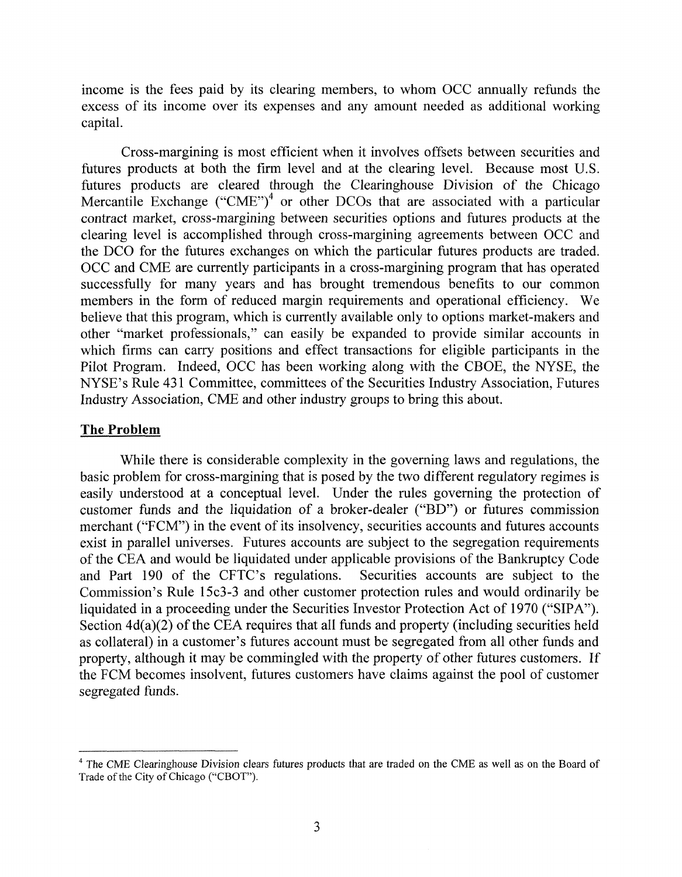income is the fees paid by its clearing members, to whom OCC annually refunds the excess of its income over its expenses and any amount needed as additional working capital.

Cross-margining is most efficient when it involves offsets between securities and futures products at both the firm level and at the clearing level. Because most U.S. futures products are cleared through the Clearinghouse Division of the Chicago Mercantile Exchange ("CME")[4] or other DCOs that are associated with a particular contract market, cross-margining between securities options and futures products at the clearing level is accomplished through cross-margining agreements between OCC and the DCO for the futures exchanges on which the particular futures products are traded. OCC and CME are currently participants in a cross-margining program that has operated successfully for many years and has brought tremendous benefits to our common members in the form of reduced margin requirements and operational efficiency. We believe that this program, which is currently available only to options market-makers and other "market professionals," can easily be expanded to provide similar accounts in which firms can carry positions and effect transactions for eligible participants in the Pilot Program. Indeed, OCC has been working along with the CBOE, the NYSE, the NYSE's Rule 431 Committee, committees of the Securities Industry Association, Futures Industry Association, CME and other industry groups to bring this about.

## The Problem

While there is considerable complexity in the governing laws and regulations, the basic problem for cross-margining that is posed by the two different regulatory regimes is easily understood at a conceptual level. Under the rules governing the protection of customer funds and the liquidation of a broker-dealer ("BD") or futures commission merchant ("FCM") in the event of its insolvency, securities accounts and futures accounts exist in parallel universes. Futures accounts are subject to the segregation requirements of the CEA and would be liquidated under applicable provisions of the Bankruptcy Code and Part 190 of the CFTC's regulations. Securities accounts are subject to the Commission's Rule 15c3-3 and other customer protection rules and would ordinarily be liquidated in a proceeding under the Securities Investor Protection Act of 1970 ("SIPA"). Section 4d(a)(2) of the CEA requires that all funds and property (including securities held as collateral) in a customer's futures account must be segregated from all other funds and property, although it may be commingled with the property of other futures customers. If the FCM becomes insolvent, futures customers have claims against the pool of customer segregated funds.

---

[4] The CME Clearinghouse Division clears futures products that are traded on the CME as well as on the Board of Trade of the City of Chicago ("CBOT").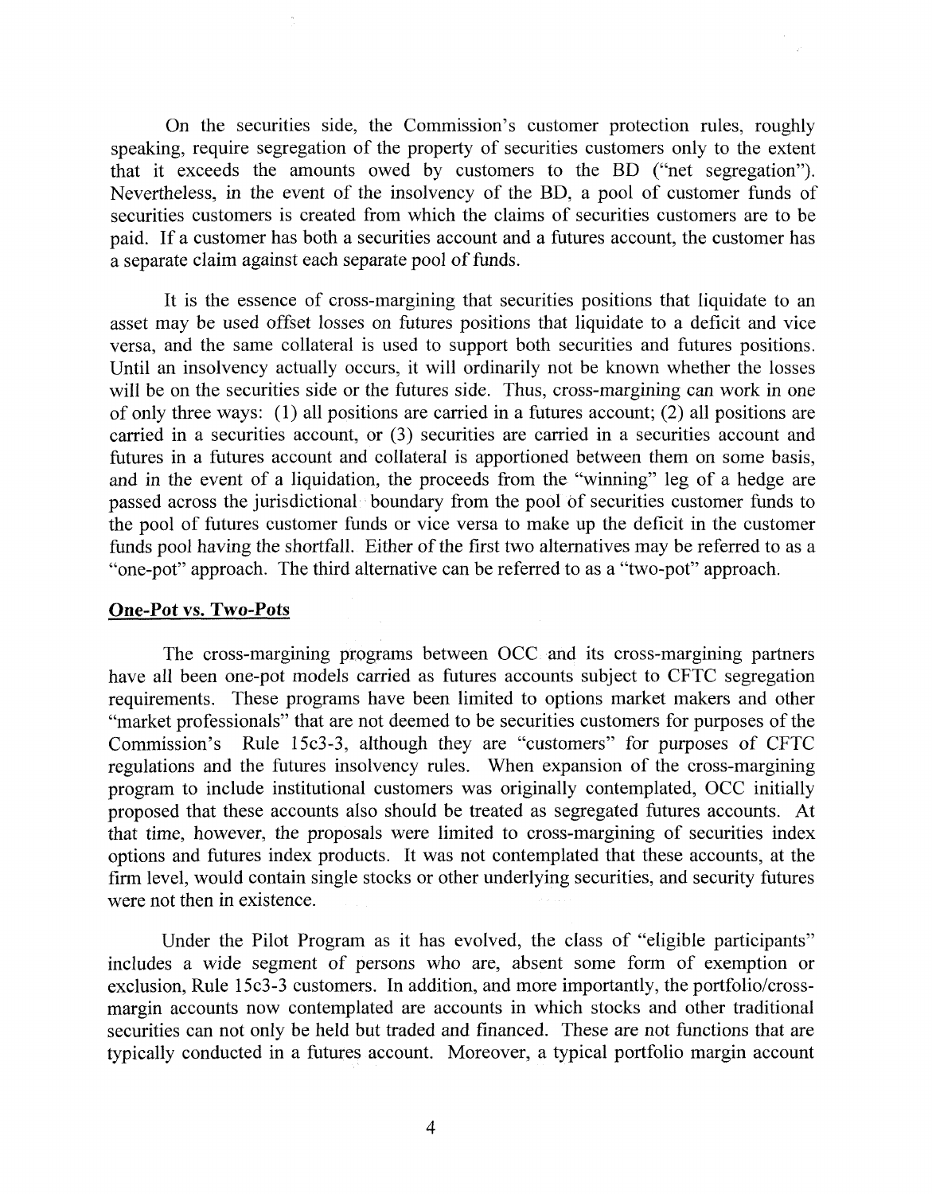On the securities side, the Commission's customer protection rules, roughly speaking, require segregation of the property of securities customers only to the extent that it exceeds the amounts owed by customers to the BD ("net segregation"). Nevertheless, in the event of the insolvency of the BD, a pool of customer funds of securities customers is created from which the claims of securities customers are to be paid. If a customer has both a securities account and a futures account, the customer has a separate claim against each separate pool of funds.

It is the essence of cross-margining that securities positions that liquidate to an asset may be used offset losses on futures positions that liquidate to a deficit and vice versa, and the same collateral is used to support both securities and futures positions. Until an insolvency actually occurs, it will ordinarily not be known whether the losses will be on the securities side or the futures side. Thus, cross-margining can work in one of only three ways: (1) all positions are carried in a futures account; (2) all positions are carried in a securities account, or (3) securities are carried in a securities account and futures in a futures account and collateral is apportioned between them on some basis, and in the event of a liquidation, the proceeds from the "winning" leg of a hedge are passed across the jurisdictional boundary from the pool of securities customer funds to the pool of futures customer funds or vice versa to make up the deficit in the customer funds pool having the shortfall. Either of the first two alternatives may be referred to as a "one-pot" approach. The third alternative can be referred to as a "two-pot" approach.

## One-Pot vs. Two-Pots

The cross-margining programs between OCC and its cross-margining partners have all been one-pot models carried as futures accounts subject to CFTC segregation requirements. These programs have been limited to options market makers and other "market professionals" that are not deemed to be securities customers for purposes of the Commission's Rule 15c3-3, although they are "customers" for purposes of CFTC regulations and the futures insolvency rules. When expansion of the cross-margining program to include institutional customers was originally contemplated, OCC initially proposed that these accounts also should be treated as segregated futures accounts. At that time, however, the proposals were limited to cross-margining of securities index options and futures index products. It was not contemplated that these accounts, at the firm level, would contain single stocks or other underlying securities, and security futures were not then in existence.

Under the Pilot Program as it has evolved, the class of "eligible participants" includes a wide segment of persons who are, absent some form of exemption or exclusion, Rule 15c3-3 customers. In addition, and more importantly, the portfolio/cross-margin accounts now contemplated are accounts in which stocks and other traditional securities can not only be held but traded and financed. These are not functions that are typically conducted in a futures account. Moreover, a typical portfolio margin account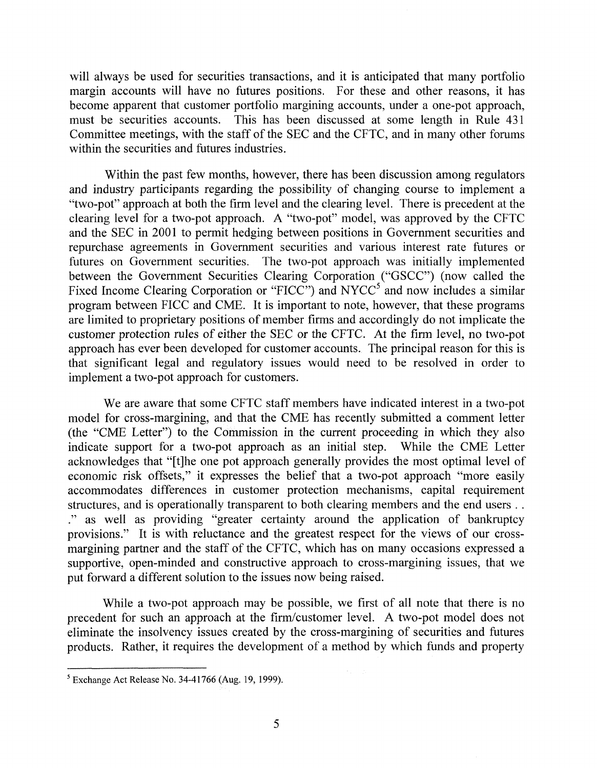will always be used for securities transactions, and it is anticipated that many portfolio margin accounts will have no futures positions. For these and other reasons, it has become apparent that customer portfolio margining accounts, under a one-pot approach, must be securities accounts. This has been discussed at some length in Rule 431 Committee meetings, with the staff of the SEC and the CFTC, and in many other forums within the securities and futures industries.

Within the past few months, however, there has been discussion among regulators and industry participants regarding the possibility of changing course to implement a "two-pot" approach at both the firm level and the clearing level. There is precedent at the clearing level for a two-pot approach. A "two-pot" model, was approved by the CFTC and the SEC in 2001 to permit hedging between positions in Government securities and repurchase agreements in Government securities and various interest rate futures or futures on Government securities. The two-pot approach was initially implemented between the Government Securities Clearing Corporation ("GSCC") (now called the Fixed Income Clearing Corporation or "FICC") and NYCC[5] and now includes a similar program between FICC and CME. It is important to note, however, that these programs are limited to proprietary positions of member firms and accordingly do not implicate the customer protection rules of either the SEC or the CFTC. At the firm level, no two-pot approach has ever been developed for customer accounts. The principal reason for this is that significant legal and regulatory issues would need to be resolved in order to implement a two-pot approach for customers.

We are aware that some CFTC staff members have indicated interest in a two-pot model for cross-margining, and that the CME has recently submitted a comment letter (the "CME Letter") to the Commission in the current proceeding in which they also indicate support for a two-pot approach as an initial step. While the CME Letter acknowledges that "[t]he one pot approach generally provides the most optimal level of economic risk offsets," it expresses the belief that a two-pot approach "more easily accommodates differences in customer protection mechanisms, capital requirement structures, and is operationally transparent to both clearing members and the end users . . ." as well as providing "greater certainty around the application of bankruptcy provisions." It is with reluctance and the greatest respect for the views of our cross-margining partner and the staff of the CFTC, which has on many occasions expressed a supportive, open-minded and constructive approach to cross-margining issues, that we put forward a different solution to the issues now being raised.

While a two-pot approach may be possible, we first of all note that there is no precedent for such an approach at the firm/customer level. A two-pot model does not eliminate the insolvency issues created by the cross-margining of securities and futures products. Rather, it requires the development of a method by which funds and property

---

[5] Exchange Act Release No. 34-41766 (Aug. 19, 1999).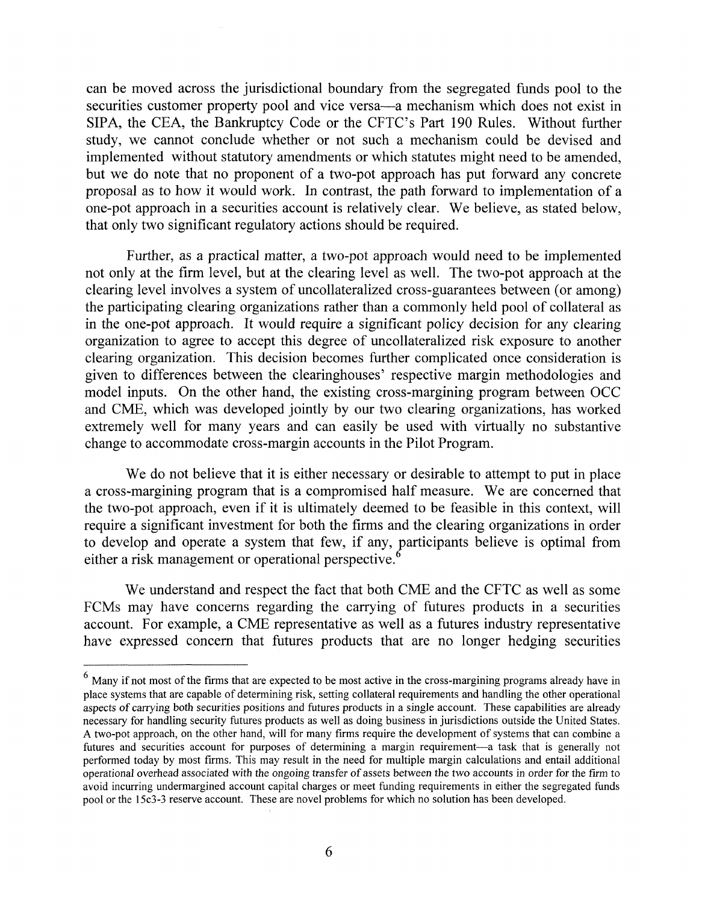can be moved across the jurisdictional boundary from the segregated funds pool to the securities customer property pool and vice versa—a mechanism which does not exist in SIPA, the CEA, the Bankruptcy Code or the CFTC's Part 190 Rules. Without further study, we cannot conclude whether or not such a mechanism could be devised and implemented without statutory amendments or which statutes might need to be amended, but we do note that no proponent of a two-pot approach has put forward any concrete proposal as to how it would work. In contrast, the path forward to implementation of a one-pot approach in a securities account is relatively clear. We believe, as stated below, that only two significant regulatory actions should be required.

Further, as a practical matter, a two-pot approach would need to be implemented not only at the firm level, but at the clearing level as well. The two-pot approach at the clearing level involves a system of uncollateralized cross-guarantees between (or among) the participating clearing organizations rather than a commonly held pool of collateral as in the one-pot approach. It would require a significant policy decision for any clearing organization to agree to accept this degree of uncollateralized risk exposure to another clearing organization. This decision becomes further complicated once consideration is given to differences between the clearinghouses' respective margin methodologies and model inputs. On the other hand, the existing cross-margining program between OCC and CME, which was developed jointly by our two clearing organizations, has worked extremely well for many years and can easily be used with virtually no substantive change to accommodate cross-margin accounts in the Pilot Program.

We do not believe that it is either necessary or desirable to attempt to put in place a cross-margining program that is a compromised half measure. We are concerned that the two-pot approach, even if it is ultimately deemed to be feasible in this context, will require a significant investment for both the firms and the clearing organizations in order to develop and operate a system that few, if any, participants believe is optimal from either a risk management or operational perspective.[6]

We understand and respect the fact that both CME and the CFTC as well as some FCMs may have concerns regarding the carrying of futures products in a securities account. For example, a CME representative as well as a futures industry representative have expressed concern that futures products that are no longer hedging securities

---

[6] Many if not most of the firms that are expected to be most active in the cross-margining programs already have in place systems that are capable of determining risk, setting collateral requirements and handling the other operational aspects of carrying both securities positions and futures products in a single account. These capabilities are already necessary for handling security futures products as well as doing business in jurisdictions outside the United States. A two-pot approach, on the other hand, will for many firms require the development of systems that can combine a futures and securities account for purposes of determining a margin requirement—a task that is generally not performed today by most firms. This may result in the need for multiple margin calculations and entail additional operational overhead associated with the ongoing transfer of assets between the two accounts in order for the firm to avoid incurring undermargined account capital charges or meet funding requirements in either the segregated funds pool or the 15c3-3 reserve account. These are novel problems for which no solution has been developed.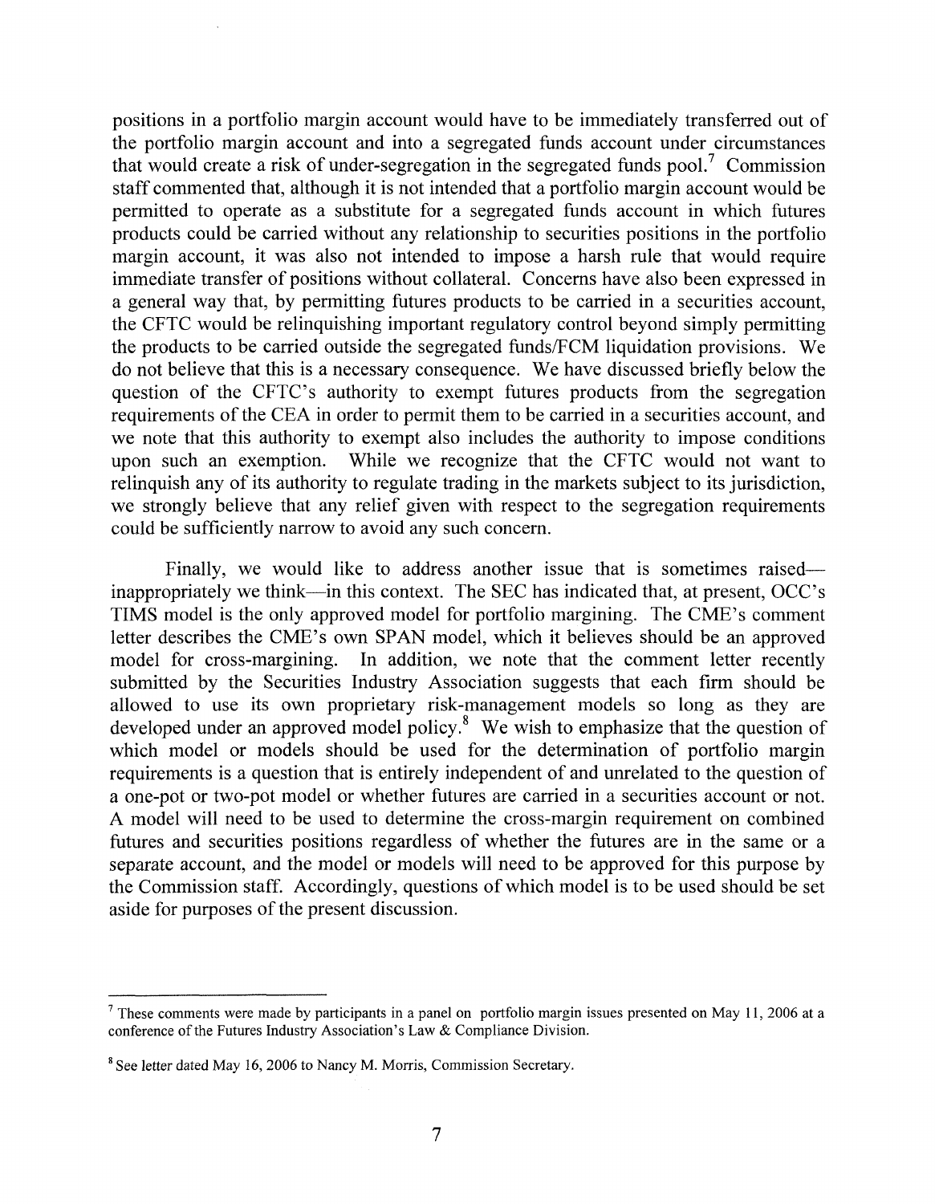positions in a portfolio margin account would have to be immediately transferred out of the portfolio margin account and into a segregated funds account under circumstances that would create a risk of under-segregation in the segregated funds pool.[7] Commission staff commented that, although it is not intended that a portfolio margin account would be permitted to operate as a substitute for a segregated funds account in which futures products could be carried without any relationship to securities positions in the portfolio margin account, it was also not intended to impose a harsh rule that would require immediate transfer of positions without collateral. Concerns have also been expressed in a general way that, by permitting futures products to be carried in a securities account, the CFTC would be relinquishing important regulatory control beyond simply permitting the products to be carried outside the segregated funds/FCM liquidation provisions. We do not believe that this is a necessary consequence. We have discussed briefly below the question of the CFTC's authority to exempt futures products from the segregation requirements of the CEA in order to permit them to be carried in a securities account, and we note that this authority to exempt also includes the authority to impose conditions upon such an exemption. While we recognize that the CFTC would not want to relinquish any of its authority to regulate trading in the markets subject to its jurisdiction, we strongly believe that any relief given with respect to the segregation requirements could be sufficiently narrow to avoid any such concern.

Finally, we would like to address another issue that is sometimes raised—inappropriately we think—in this context. The SEC has indicated that, at present, OCC's TIMS model is the only approved model for portfolio margining. The CME's comment letter describes the CME's own SPAN model, which it believes should be an approved model for cross-margining. In addition, we note that the comment letter recently submitted by the Securities Industry Association suggests that each firm should be allowed to use its own proprietary risk-management models so long as they are developed under an approved model policy.[8] We wish to emphasize that the question of which model or models should be used for the determination of portfolio margin requirements is a question that is entirely independent of and unrelated to the question of a one-pot or two-pot model or whether futures are carried in a securities account or not. A model will need to be used to determine the cross-margin requirement on combined futures and securities positions regardless of whether the futures are in the same or a separate account, and the model or models will need to be approved for this purpose by the Commission staff. Accordingly, questions of which model is to be used should be set aside for purposes of the present discussion.

---

[7] These comments were made by participants in a panel on portfolio margin issues presented on May 11, 2006 at a conference of the Futures Industry Association's Law & Compliance Division.

[8] See letter dated May 16, 2006 to Nancy M. Morris, Commission Secretary.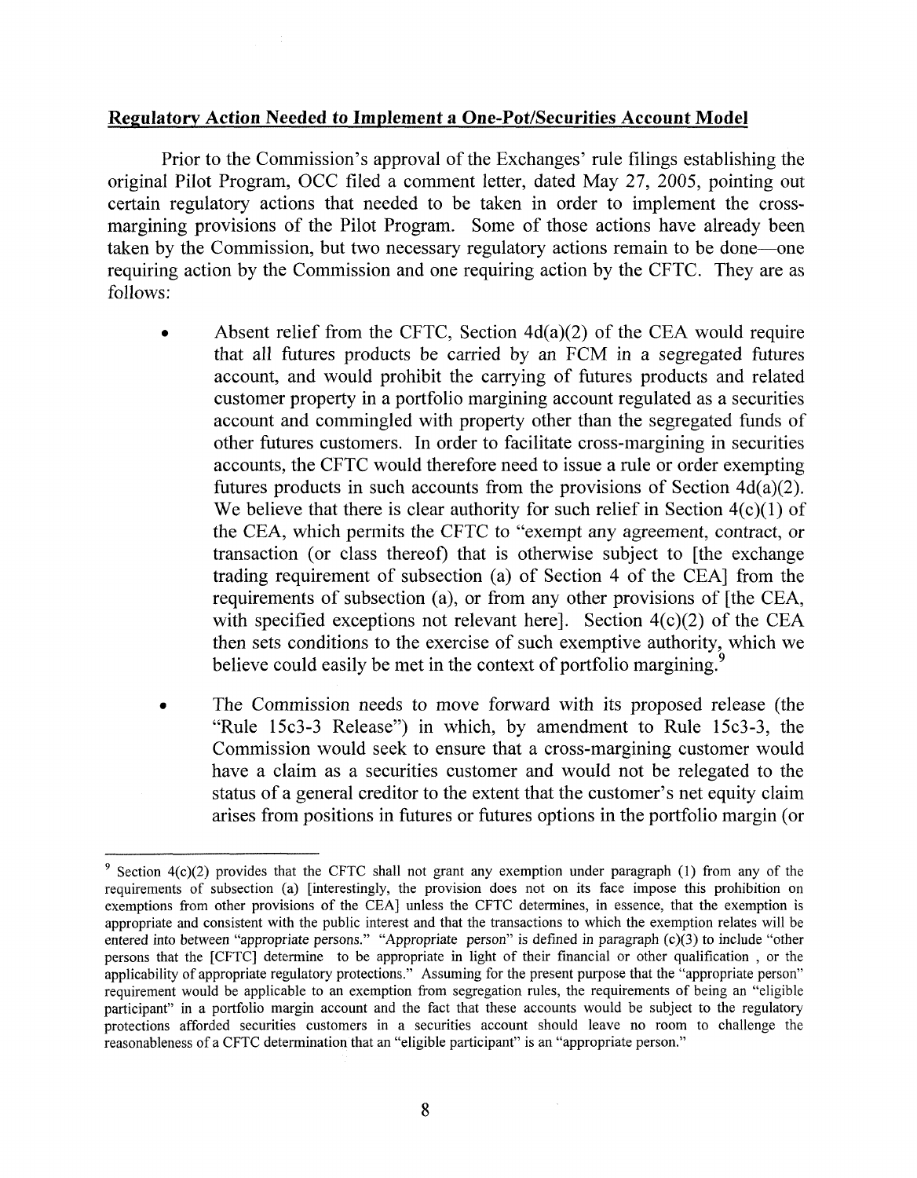**Regulatory Action Needed to Implement a One-Pot/Securities Account Model**

Prior to the Commission's approval of the Exchanges' rule filings establishing the original Pilot Program, OCC filed a comment letter, dated May 27, 2005, pointing out certain regulatory actions that needed to be taken in order to implement the cross-margining provisions of the Pilot Program. Some of those actions have already been taken by the Commission, but two necessary regulatory actions remain to be done—one requiring action by the Commission and one requiring action by the CFTC. They are as follows:

- Absent relief from the CFTC, Section 4d(a)(2) of the CEA would require that all futures products be carried by an FCM in a segregated futures account, and would prohibit the carrying of futures products and related customer property in a portfolio margining account regulated as a securities account and commingled with property other than the segregated funds of other futures customers. In order to facilitate cross-margining in securities accounts, the CFTC would therefore need to issue a rule or order exempting futures products in such accounts from the provisions of Section 4d(a)(2). We believe that there is clear authority for such relief in Section 4(c)(1) of the CEA, which permits the CFTC to "exempt any agreement, contract, or transaction (or class thereof) that is otherwise subject to [the exchange trading requirement of subsection (a) of Section 4 of the CEA] from the requirements of subsection (a), or from any other provisions of [the CEA, with specified exceptions not relevant here]. Section 4(c)(2) of the CEA then sets conditions to the exercise of such exemptive authority, which we believe could easily be met in the context of portfolio margining.[9]

- The Commission needs to move forward with its proposed release (the "Rule 15c3-3 Release") in which, by amendment to Rule 15c3-3, the Commission would seek to ensure that a cross-margining customer would have a claim as a securities customer and would not be relegated to the status of a general creditor to the extent that the customer's net equity claim arises from positions in futures or futures options in the portfolio margin (or

[9] Section 4(c)(2) provides that the CFTC shall not grant any exemption under paragraph (1) from any of the requirements of subsection (a) [interestingly, the provision does not on its face impose this prohibition on exemptions from other provisions of the CEA] unless the CFTC determines, in essence, that the exemption is appropriate and consistent with the public interest and that the transactions to which the exemption relates will be entered into between "appropriate persons." "Appropriate person" is defined in paragraph (c)(3) to include "other persons that the [CFTC] determine to be appropriate in light of their financial or other qualification , or the applicability of appropriate regulatory protections." Assuming for the present purpose that the "appropriate person" requirement would be applicable to an exemption from segregation rules, the requirements of being an "eligible participant" in a portfolio margin account and the fact that these accounts would be subject to the regulatory protections afforded securities customers in a securities account should leave no room to challenge the reasonableness of a CFTC determination that an "eligible participant" is an "appropriate person."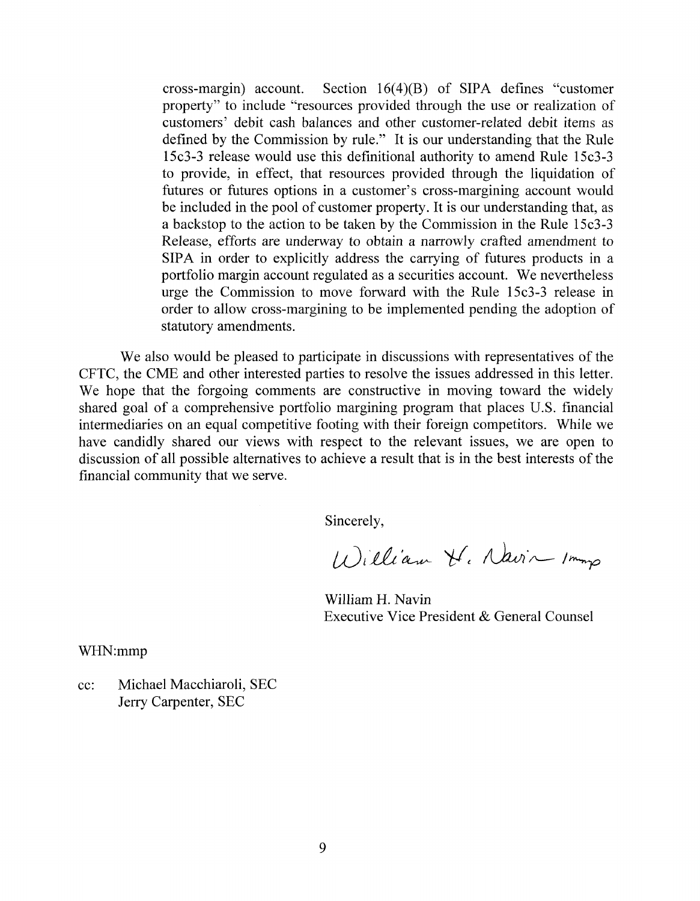cross-margin) account. Section 16(4)(B) of SIPA defines "customer property" to include "resources provided through the use or realization of customers' debit cash balances and other customer-related debit items as defined by the Commission by rule." It is our understanding that the Rule 15c3-3 release would use this definitional authority to amend Rule 15c3-3 to provide, in effect, that resources provided through the liquidation of futures or futures options in a customer's cross-margining account would be included in the pool of customer property. It is our understanding that, as a backstop to the action to be taken by the Commission in the Rule 15c3-3 Release, efforts are underway to obtain a narrowly crafted amendment to SIPA in order to explicitly address the carrying of futures products in a portfolio margin account regulated as a securities account. We nevertheless urge the Commission to move forward with the Rule 15c3-3 release in order to allow cross-margining to be implemented pending the adoption of statutory amendments.

We also would be pleased to participate in discussions with representatives of the CFTC, the CME and other interested parties to resolve the issues addressed in this letter. We hope that the forgoing comments are constructive in moving toward the widely shared goal of a comprehensive portfolio margining program that places U.S. financial intermediaries on an equal competitive footing with their foreign competitors. While we have candidly shared our views with respect to the relevant issues, we are open to discussion of all possible alternatives to achieve a result that is in the best interests of the financial community that we serve.

Sincerely,

William H. Navin /mmp

William H. Navin
Executive Vice President & General Counsel

WHN:mmp

cc: Michael Macchiaroli, SEC
Jerry Carpenter, SEC